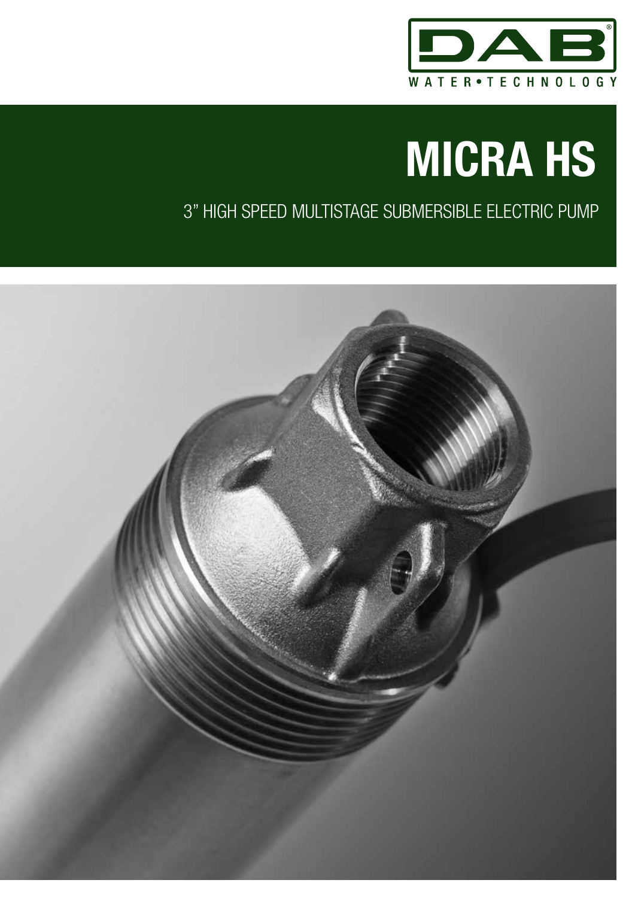DAB

WATER•TECHNOLOGY

# MICRA HS

3" HIGH SPEED MULTISTAGE SUBMERSIBLE ELECTRIC PUMP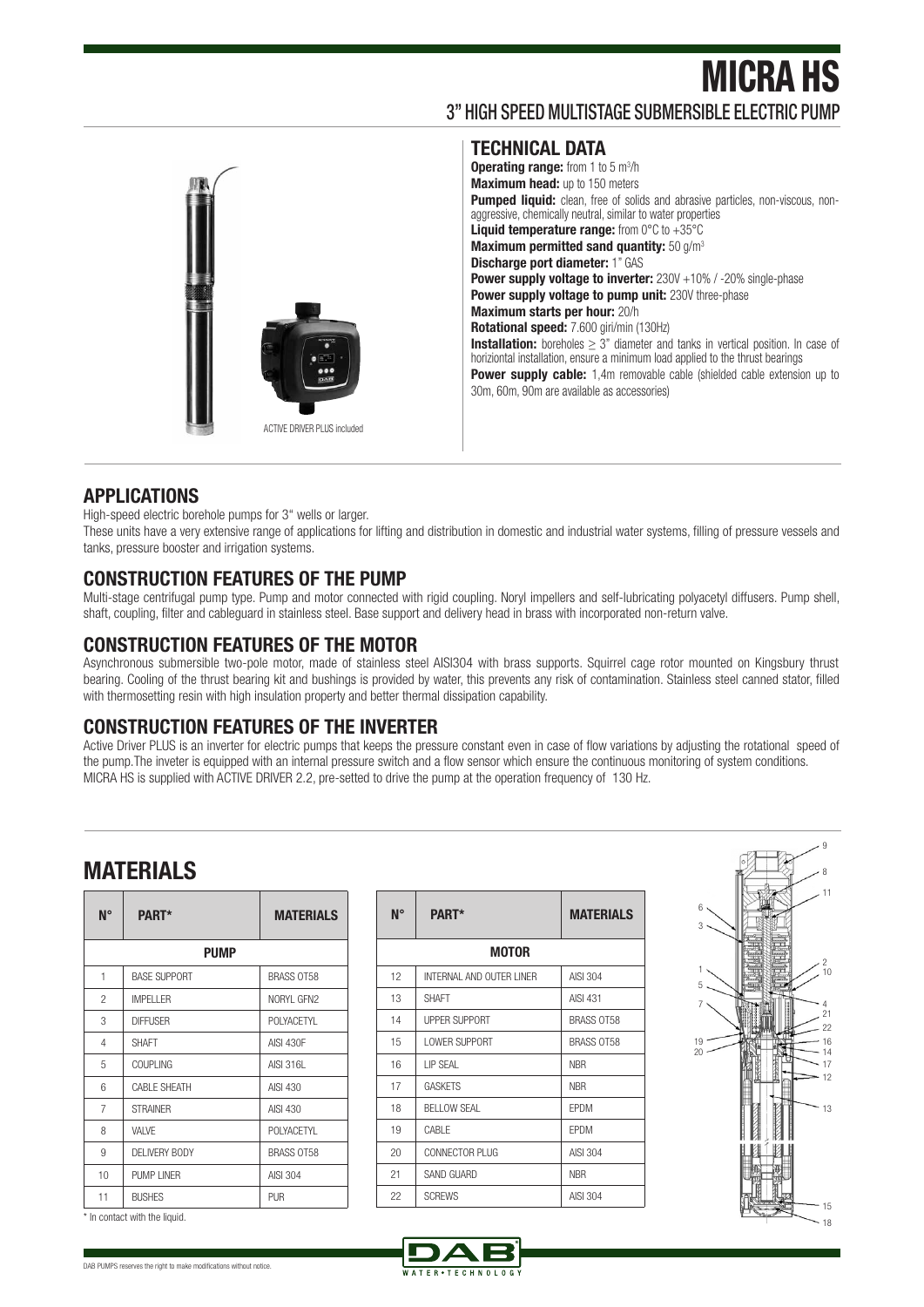# MICRA HS

## 3" HIGH SPEED MULTISTAGE SUBMERSIBLE ELECTRIC PUMP

ACTIVE DRIVER PLUS included

### TECHNICAL DATA

**Operating range:** from 1 to 5 $m^3$/h
**Maximum head:** up to 150 meters
**Pumped liquid:** clean, free of solids and abrasive particles, non-viscous, non-aggressive, chemically neutral, similar to water properties
**Liquid temperature range:** from 0°C to +35°C
**Maximum permitted sand quantity:** 50 g/$m^3$
**Discharge port diameter:** 1" GAS
**Power supply voltage to inverter:** 230V +10% / -20% single-phase
**Power supply voltage to pump unit:** 230V three-phase
**Maximum starts per hour:** 20/h
**Rotational speed:** 7.600 giri/min (130Hz)
**Installation:** boreholes ≥ 3" diameter and tanks in vertical position. In case of horiziontal installation, ensure a minimum load applied to the thrust bearings
**Power supply cable:** 1,4m removable cable (shielded cable extension up to 30m, 60m, 90m are available as accessories)

### APPLICATIONS

High-speed electric borehole pumps for 3" wells or larger.
These units have a very extensive range of applications for lifting and distribution in domestic and industrial water systems, filling of pressure vessels and tanks, pressure booster and irrigation systems.

### CONSTRUCTION FEATURES OF THE PUMP

Multi-stage centrifugal pump type. Pump and motor connected with rigid coupling. Noryl impellers and self-lubricating polyacetyl diffusers. Pump shell, shaft, coupling, filter and cableguard in stainless steel. Base support and delivery head in brass with incorporated non-return valve.

### CONSTRUCTION FEATURES OF THE MOTOR

Asynchronous submersible two-pole motor, made of stainless steel AISI304 with brass supports. Squirrel cage rotor mounted on Kingsbury thrust bearing. Cooling of the thrust bearing kit and bushings is provided by water, this prevents any risk of contamination. Stainless steel canned stator, filled with thermosetting resin with high insulation property and better thermal dissipation capability.

### CONSTRUCTION FEATURES OF THE INVERTER

Active Driver PLUS is an inverter for electric pumps that keeps the pressure constant even in case of flow variations by adjusting the rotational speed of the pump.The inveter is equipped with an internal pressure switch and a flow sensor which ensure the continuous monitoring of system conditions.
MICRA HS is supplied with ACTIVE DRIVER 2.2, pre-setted to drive the pump at the operation frequency of 130 Hz.

## MATERIALS

| N° | PART* | MATERIALS |
|---|---|---|
| | **PUMP** | |
| 1 | BASE SUPPORT | BRASS OT58 |
| 2 | IMPELLER | NORYL GFN2 |
| 3 | DIFFUSER | POLYACETYL |
| 4 | SHAFT | AISI 430F |
| 5 | COUPLING | AISI 316L |
| 6 | CABLE SHEATH | AISI 430 |
| 7 | STRAINER | AISI 430 |
| 8 | VALVE | POLYACETYL |
| 9 | DELIVERY BODY | BRASS OT58 |
| 10 | PUMP LINER | AISI 304 |
| 11 | BUSHES | PUR |

| N° | PART* | MATERIALS |
|---|---|---|
| | **MOTOR** | |
| 12 | INTERNAL AND OUTER LINER | AISI 304 |
| 13 | SHAFT | AISI 431 |
| 14 | UPPER SUPPORT | BRASS OT58 |
| 15 | LOWER SUPPORT | BRASS OT58 |
| 16 | LIP SEAL | NBR |
| 17 | GASKETS | NBR |
| 18 | BELLOW SEAL | EPDM |
| 19 | CABLE | EPDM |
| 20 | CONNECTOR PLUG | AISI 304 |
| 21 | SAND GUARD | NBR |
| 22 | SCREWS | AISI 304 |

\* In contact with the liquid.

DAB PUMPS reserves the right to make modifications without notice.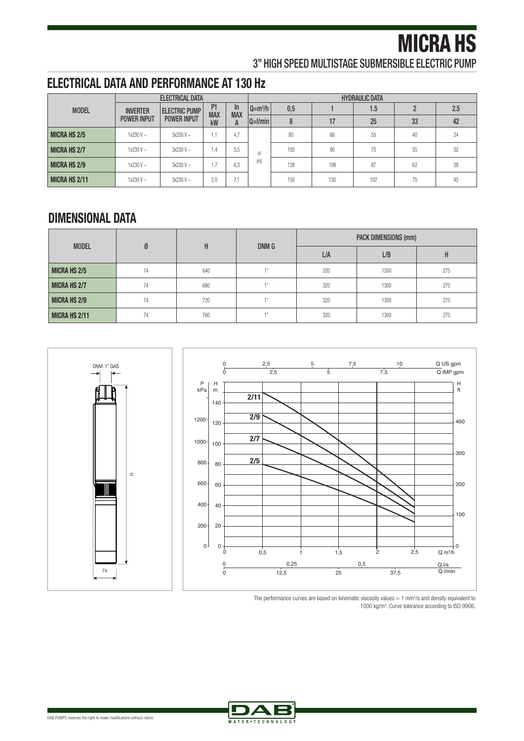# MICRA HS

## 3" HIGH SPEED MULTISTAGE SUBMERSIBLE ELECTRIC PUMP

## ELECTRICAL DATA AND PERFORMANCE AT 130 Hz

| MODEL | ELECTRICAL DATA | | | | HYDRAULIC DATA | | | | | |
|---|---|---|---|---|---|---|---|---|---|---|
| | INVERTER POWER INPUT | ELECTRIC PUMP POWER INPUT | P1 MAX kW | In MAX A | $Q=m^3/h$ | 0,5 | 1 | 1.5 | 2 | 2.5 |
| | | | | | Q=l/min | 8 | 17 | 25 | 33 | 42 |
| **MICRA HS 2/5** | 1x230 V ~ | 3x230 V ~ | 1,1 | 4,7 | H (m) | 80 | 68 | 55 | 40 | 24 |
| **MICRA HS 2/7** | 1x230 V ~ | 3x230 V ~ | 1,4 | 5,5 | | 105 | 90 | 73 | 55 | 32 |
| **MICRA HS 2/9** | 1x230 V ~ | 3x230 V ~ | 1,7 | 6,3 | | 128 | 108 | 87 | 62 | 38 |
| **MICRA HS 2/11** | 1x230 V ~ | 3x230 V ~ | 2,0 | 7,1 | | 150 | 130 | 102 | 75 | 45 |

## DIMENSIONAL DATA

| MODEL | Ø | H | DNM G | PACK DIMENSIONS (mm) | | |
|---|---|---|---|---|---|---|
| | | | | L/A | L/B | H |
| **MICRA HS 2/5** | 74 | 640 | 1" | 320 | 1300 | 275 |
| **MICRA HS 2/7** | 74 | 680 | 1" | 320 | 1300 | 275 |
| **MICRA HS 2/9** | 74 | 720 | 1" | 320 | 1300 | 275 |
| **MICRA HS 2/11** | 74 | 760 | 1" | 320 | 1300 | 275 |

The performance curves are based on kinematic viscosity values = 1 $mm^2/s$ and density equivalent to 1000 $kg/m^3$. Curve tolerance according to ISO 9906.

DAB PUMPS reserves the right to make modifications without notice.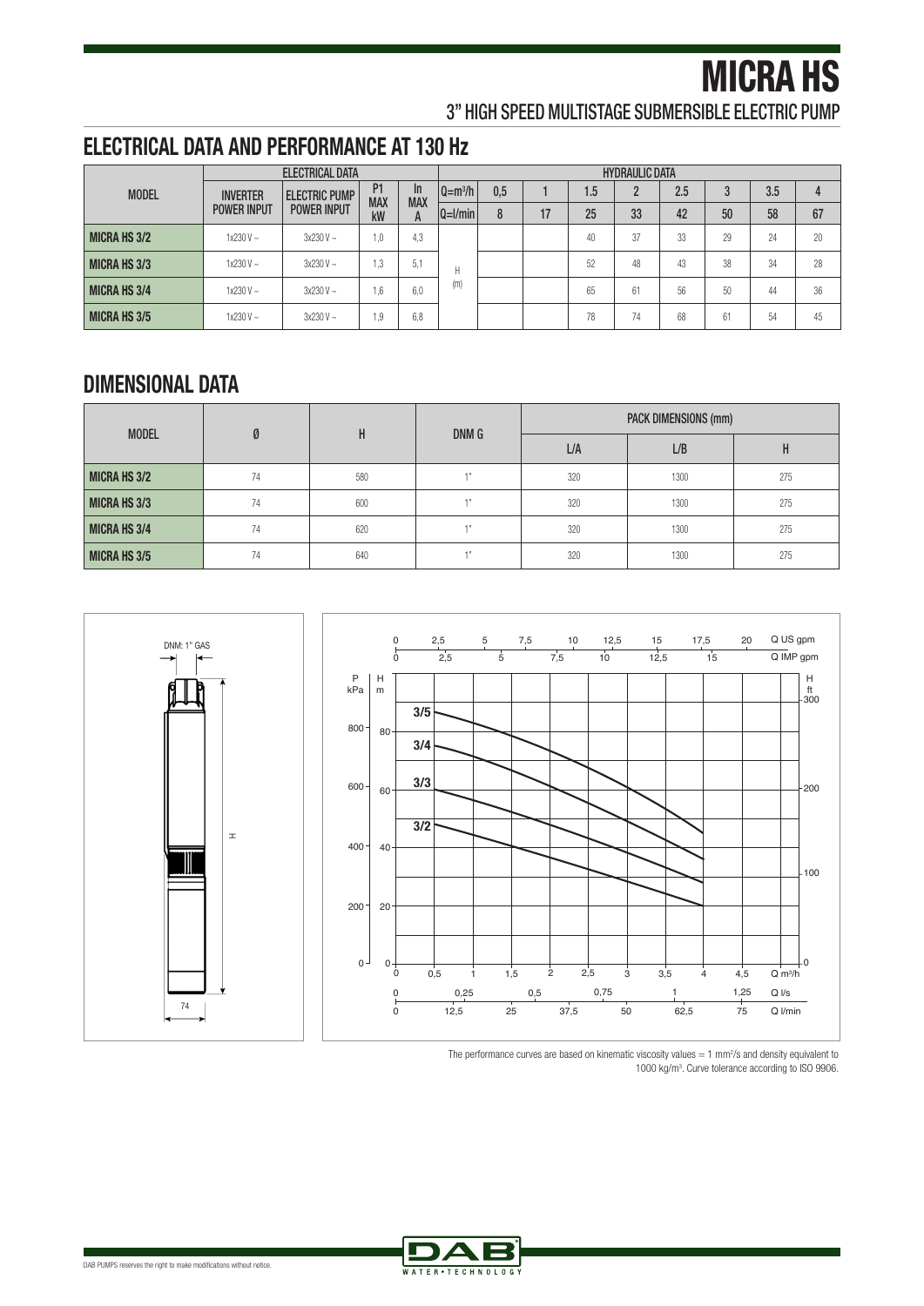# MICRA HS

## 3" HIGH SPEED MULTISTAGE SUBMERSIBLE ELECTRIC PUMP

## ELECTRICAL DATA AND PERFORMANCE AT 130 Hz

| MODEL | ELECTRICAL DATA | | | | HYDRAULIC DATA | | | | | | | | |
|---|---|---|---|---|---|---|---|---|---|---|---|---|---|
| | INVERTER POWER INPUT | ELECTRIC PUMP POWER INPUT | P1 MAX kW | In MAX A | Q=m³/h | 0,5 | 1 | 1.5 | 2 | 2.5 | 3 | 3.5 | 4 |
| | | | | | Q=l/min | 8 | 17 | 25 | 33 | 42 | 50 | 58 | 67 |
| MICRA HS 3/2 | 1x230 V ~ | 3x230 V ~ | 1,0 | 4,3 | H (m) | | | 40 | 37 | 33 | 29 | 24 | 20 |
| MICRA HS 3/3 | 1x230 V ~ | 3x230 V ~ | 1,3 | 5,1 | | | | 52 | 48 | 43 | 38 | 34 | 28 |
| MICRA HS 3/4 | 1x230 V ~ | 3x230 V ~ | 1,6 | 6,0 | | | | 65 | 61 | 56 | 50 | 44 | 36 |
| MICRA HS 3/5 | 1x230 V ~ | 3x230 V ~ | 1,9 | 6,8 | | | | 78 | 74 | 68 | 61 | 54 | 45 |

## DIMENSIONAL DATA

| MODEL | Ø | H | DNM G | PACK DIMENSIONS (mm) | | |
|---|---|---|---|---|---|---|
| | | | | L/A | L/B | H |
| MICRA HS 3/2 | 74 | 580 | 1" | 320 | 1300 | 275 |
| MICRA HS 3/3 | 74 | 600 | 1" | 320 | 1300 | 275 |
| MICRA HS 3/4 | 74 | 620 | 1" | 320 | 1300 | 275 |
| MICRA HS 3/5 | 74 | 640 | 1" | 320 | 1300 | 275 |

The performance curves are based on kinematic viscosity values = 1 mm²/s and density equivalent to 1000 kg/m³. Curve tolerance according to ISO 9906.

DAB PUMPS reserves the right to make modifications without notice.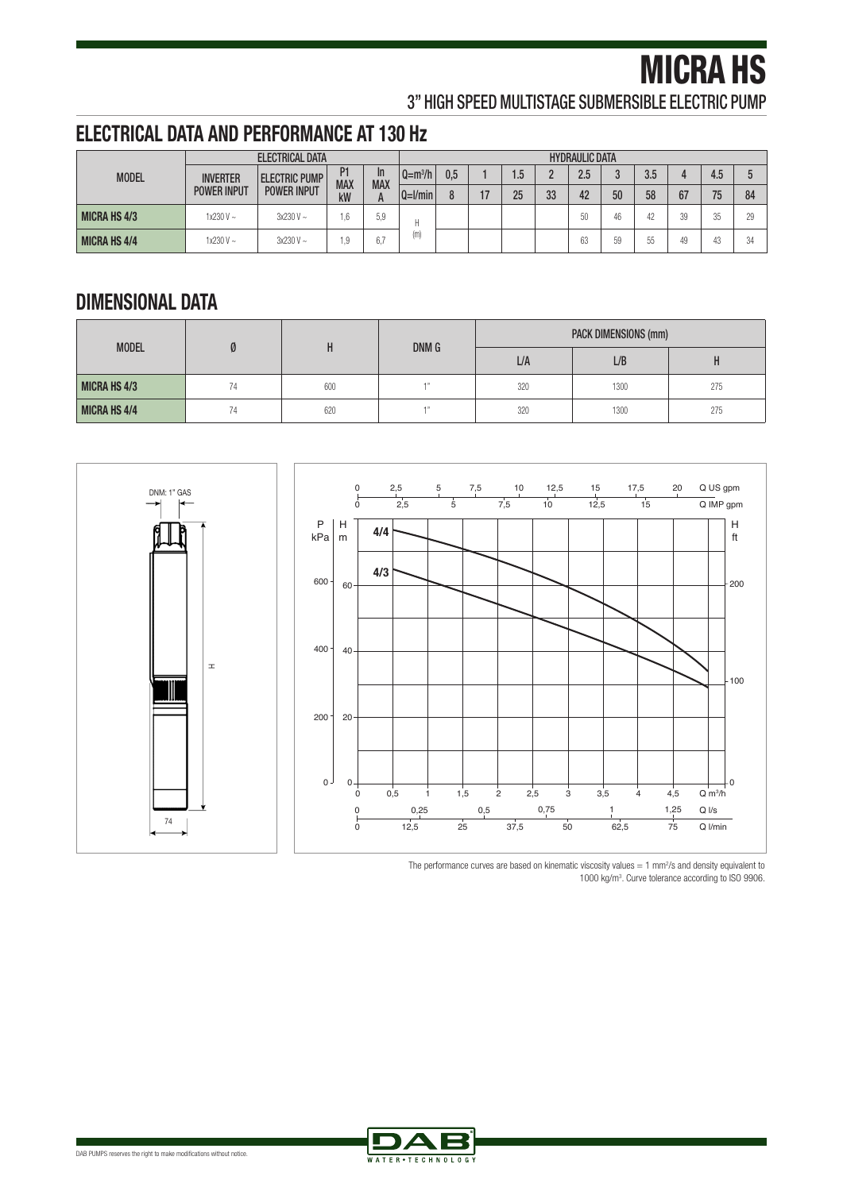# MICRA HS

## 3" HIGH SPEED MULTISTAGE SUBMERSIBLE ELECTRIC PUMP

## ELECTRICAL DATA AND PERFORMANCE AT 130 Hz

| MODEL | ELECTRICAL DATA | | | | HYDRAULIC DATA | | | | | | | | | | |
|---|---|---|---|---|---|---|---|---|---|---|---|---|---|---|---|
| | INVERTER POWER INPUT | ELECTRIC PUMP POWER INPUT | P1 MAX kW | In MAX A | Q=m³/h | 0,5 | 1 | 1.5 | 2 | 2.5 | 3 | 3.5 | 4 | 4.5 | 5 |
| | | | | | Q=l/min | 8 | 17 | 25 | 33 | 42 | 50 | 58 | 67 | 75 | 84 |
| MICRA HS 4/3 | 1x230 V ~ | 3x230 V ~ | 1,6 | 5,9 | H (m) | | | | | 50 | 46 | 42 | 39 | 35 | 29 |
| MICRA HS 4/4 | 1x230 V ~ | 3x230 V ~ | 1,9 | 6,7 | | | | | | 63 | 59 | 55 | 49 | 43 | 34 |

## DIMENSIONAL DATA

| MODEL | Ø | H | DNM G | PACK DIMENSIONS (mm) | | |
|---|---|---|---|---|---|---|
| | | | | L/A | L/B | H |
| MICRA HS 4/3 | 74 | 600 | 1" | 320 | 1300 | 275 |
| MICRA HS 4/4 | 74 | 620 | 1" | 320 | 1300 | 275 |

DNM: 1" GAS

The performance curves are based on kinematic viscosity values = 1 mm²/s and density equivalent to 1000 kg/m³. Curve tolerance according to ISO 9906.

DAB PUMPS reserves the right to make modifications without notice.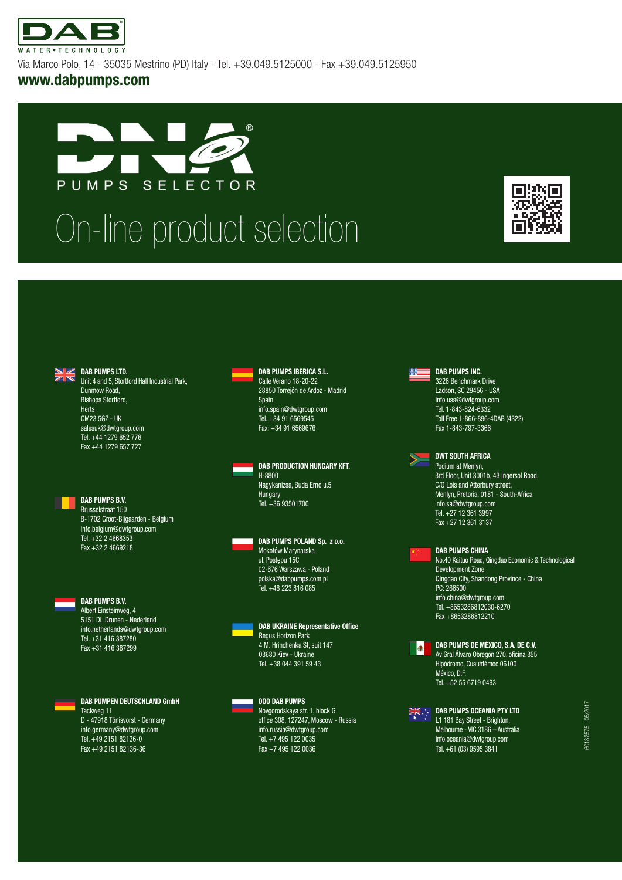DAB WATER•TECHNOLOGY

Via Marco Polo, 14 - 35035 Mestrino (PD) Italy - Tel. +39.049.5125000 - Fax +39.049.5125950

**www.dabpumps.com**

DNA® PUMPS SELECTOR

# On-line product selection

**DAB PUMPS LTD.**
Unit 4 and 5, Stortford Hall Industrial Park,
Dunmow Road,
Bishops Stortford,
Herts
CM23 5GZ - UK
salesuk@dwtgroup.com
Tel. +44 1279 652 776
Fax +44 1279 657 727

**DAB PUMPS B.V.**
Brusselstraat 150
B-1702 Groot-Bijgaarden - Belgium
info.belgium@dwtgroup.com
Tel. +32 2 4668353
Fax +32 2 4669218

**DAB PUMPS B.V.**
Albert Einsteinweg, 4
5151 DL Drunen - Nederland
info.netherlands@dwtgroup.com
Tel. +31 416 387280
Fax +31 416 387299

**DAB PUMPEN DEUTSCHLAND GmbH**
Tackweg 11
D - 47918 Tönisvorst - Germany
info.germany@dwtgroup.com
Tel. +49 2151 82136-0
Fax +49 2151 82136-36

**DAB PUMPS IBERICA S.L.**
Calle Verano 18-20-22
28850 Torrejón de Ardoz - Madrid
Spain
info.spain@dwtgroup.com
Tel. +34 91 6569545
Fax: +34 91 6569676

**DAB PRODUCTION HUNGARY KFT.**
H-8800
Nagykanizsa, Buda Ernó u.5
Hungary
Tel. +36 93501700

**DAB PUMPS POLAND Sp. z o.o.**
Mokotów Marynarska
ul. Postępu 15C
02-676 Warszawa - Poland
polska@dabpumps.com.pl
Tel. +48 223 816 085

**DAB UKRAINE Representative Office**
Regus Horizon Park
4 M. Hrinchenka St, suit 147
03680 Kiev - Ukraine
Tel. +38 044 391 59 43

**OOO DAB PUMPS**
Novgorodskaya str. 1, block G
office 308, 127247, Moscow - Russia
info.russia@dwtgroup.com
Tel. +7 495 122 0035
Fax +7 495 122 0036

**DAB PUMPS INC.**
3226 Benchmark Drive
Ladson, SC 29456 - USA
info.usa@dwtgroup.com
Tel. 1-843-824-6332
Toll Free 1-866-896-4DAB (4322)
Fax 1-843-797-3366

**DWT SOUTH AFRICA**
Podium at Menlyn,
3rd Floor, Unit 3001b, 43 Ingersol Road,
C/O Lois and Atterbury street,
Menlyn, Pretoria, 0181 - South-Africa
info.sa@dwtgroup.com
Tel. +27 12 361 3997
Fax +27 12 361 3137

**DAB PUMPS CHINA**
No.40 Kaituo Road, Qingdao Economic & Technological
Development Zone
Qingdao City, Shandong Province - China
PC: 266500
info.china@dwtgroup.com
Tel. +8653286812030-6270
Fax +8653286812210

**DAB PUMPS DE MÉXICO, S.A. DE C.V.**
Av Gral Álvaro Obregón 270, oficina 355
Hipódromo, Cuauhtémoc 06100
México, D.F.
Tel. +52 55 6719 0493

**DAB PUMPS OCEANIA PTY LTD**
L1 181 Bay Street - Brighton,
Melbourne - VIC 3186 – Australia
info.oceania@dwtgroup.com
Tel. +61 (03) 9595 3841

60182575 - 05/2017